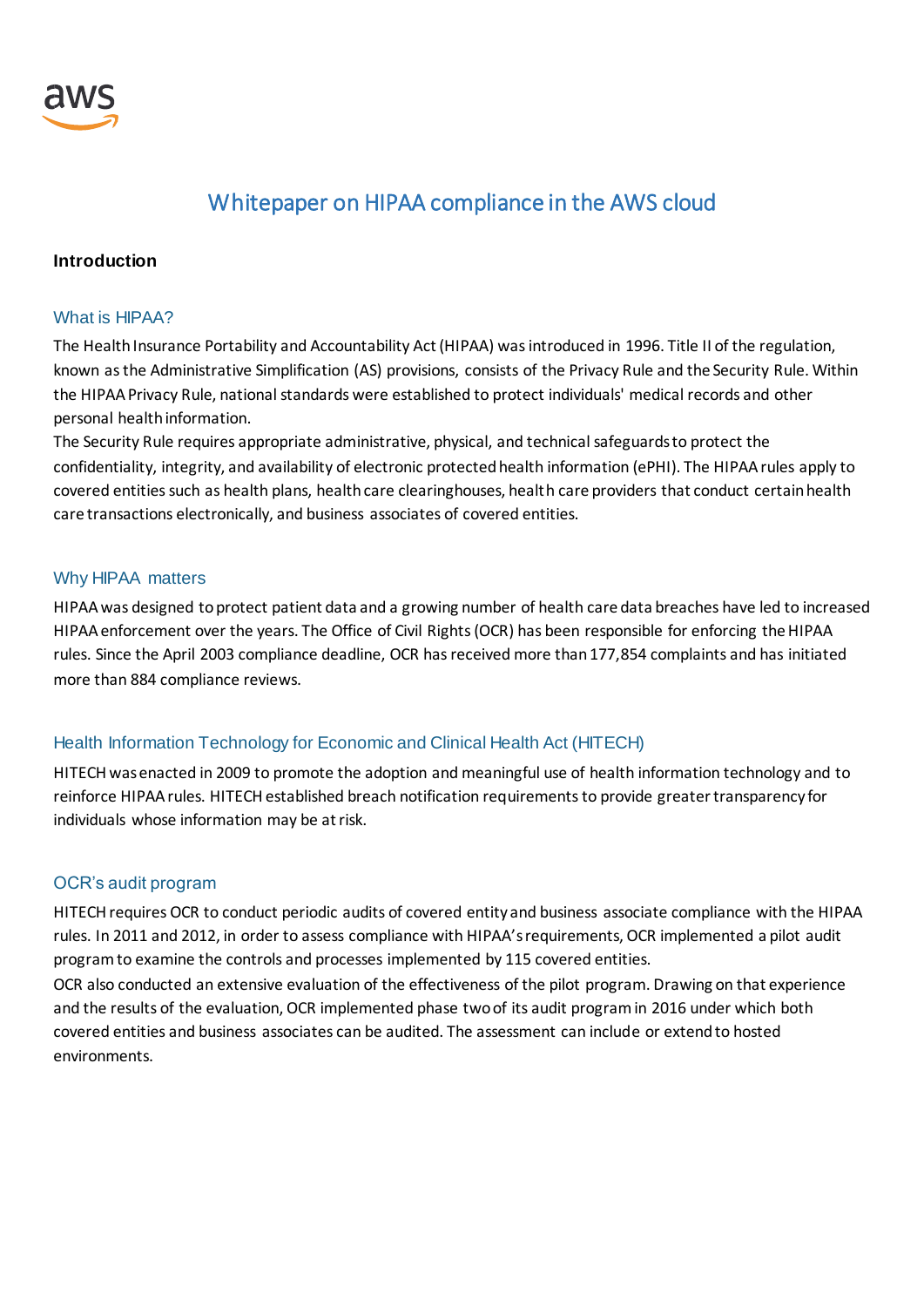# Whitepaper on HIPAA compliance in the AWS cloud

## Introduction

### What is HIPAA?

The Health Insurance Portability and Accountability Act (HIPAA) was introduced in 1996. Title II of the regulation, known as the Administrative Simplification (AS) provisions, consists of the Privacy Rule and the Security Rule. Within the HIPAA Privacy Rule, national standards were established to protect individuals' medical records and other personal health information.

The Security Rule requires appropriate administrative, physical, and technical safeguards to protect the confidentiality, integrity, and availability of electronic protected health information (ePHI). The HIPAA rules apply to covered entities such as health plans, health care clearinghouses, health care providers that conduct certain health care transactions electronically, and business associates of covered entities.

### Why HIPAA matters

HIPAA was designed to protect patient data and a growing number of health care data breaches have led to increased HIPAA enforcement over the years. The Office of Civil Rights (OCR) has been responsible for enforcing the HIPAA rules. Since the April 2003 compliance deadline, OCR has received more than 177,854 complaints and has initiated more than 884 compliance reviews.

### Health Information Technology for Economic and Clinical Health Act (HITECH)

HITECH was enacted in 2009 to promote the adoption and meaningful use of health information technology and to reinforce HIPAA rules. HITECH established breach notification requirements to provide greater transparency for individuals whose information may be at risk.

### OCR's audit program

HITECH requires OCR to conduct periodic audits of covered entity and business associate compliance with the HIPAA rules. In 2011 and 2012, in order to assess compliance with HIPAA's requirements, OCR implemented a pilot audit program to examine the controls and processes implemented by 115 covered entities.

OCR also conducted an extensive evaluation of the effectiveness of the pilot program. Drawing on that experience and the results of the evaluation, OCR implemented phase two of its audit program in 2016 under which both covered entities and business associates can be audited. The assessment can include or extend to hosted environments.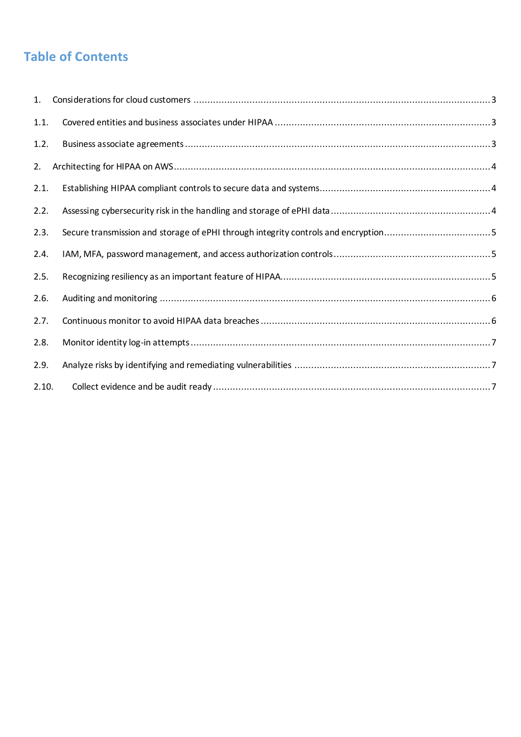## Table of Contents

1. Considerations for cloud customers ..... 3
1.1. Covered entities and business associates under HIPAA ..... 3
1.2. Business associate agreements ..... 3
2. Architecting for HIPAA on AWS ..... 4
2.1. Establishing HIPAA compliant controls to secure data and systems ..... 4
2.2. Assessing cybersecurity risk in the handling and storage of ePHI data ..... 4
2.3. Secure transmission and storage of ePHI through integrity controls and encryption ..... 5
2.4. IAM, MFA, password management, and access authorization controls ..... 5
2.5. Recognizing resiliency as an important feature of HIPAA ..... 5
2.6. Auditing and monitoring ..... 6
2.7. Continuous monitor to avoid HIPAA data breaches ..... 6
2.8. Monitor identity log-in attempts ..... 7
2.9. Analyze risks by identifying and remediating vulnerabilities ..... 7
2.10. Collect evidence and be audit ready ..... 7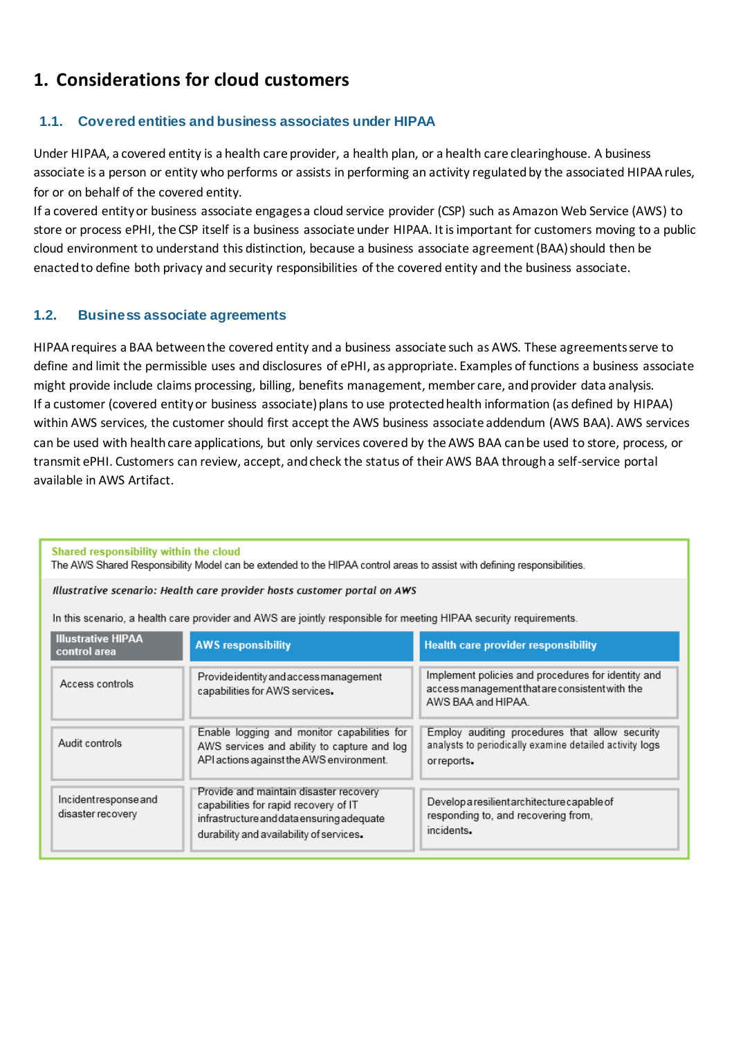# 1. Considerations for cloud customers

## 1.1. Covered entities and business associates under HIPAA

Under HIPAA, a covered entity is a health care provider, a health plan, or a health care clearinghouse. A business associate is a person or entity who performs or assists in performing an activity regulated by the associated HIPAA rules, for or on behalf of the covered entity.

If a covered entity or business associate engages a cloud service provider (CSP) such as Amazon Web Service (AWS) to store or process ePHI, the CSP itself is a business associate under HIPAA. It is important for customers moving to a public cloud environment to understand this distinction, because a business associate agreement (BAA) should then be enacted to define both privacy and security responsibilities of the covered entity and the business associate.

## 1.2. Business associate agreements

HIPAA requires a BAA between the covered entity and a business associate such as AWS. These agreements serve to define and limit the permissible uses and disclosures of ePHI, as appropriate. Examples of functions a business associate might provide include claims processing, billing, benefits management, member care, and provider data analysis.

If a customer (covered entity or business associate) plans to use protected health information (as defined by HIPAA) within AWS services, the customer should first accept the AWS business associate addendum (AWS BAA). AWS services can be used with health care applications, but only services covered by the AWS BAA can be used to store, process, or transmit ePHI. Customers can review, accept, and check the status of their AWS BAA through a self-service portal available in AWS Artifact.

**Shared responsibility within the cloud**

The AWS Shared Responsibility Model can be extended to the HIPAA control areas to assist with defining responsibilities.

***Illustrative scenario: Health care provider hosts customer portal on AWS***

In this scenario, a health care provider and AWS are jointly responsible for meeting HIPAA security requirements.

| Illustrative HIPAA control area | AWS responsibility | Health care provider responsibility |
|---|---|---|
| Access controls | Provide identity and access management capabilities for AWS services. | Implement policies and procedures for identity and access management that are consistent with the AWS BAA and HIPAA. |
| Audit controls | Enable logging and monitor capabilities for AWS services and ability to capture and log API actions against the AWS environment. | Employ auditing procedures that allow security analysts to periodically examine detailed activity logs or reports. |
| Incident response and disaster recovery | Provide and maintain disaster recovery capabilities for rapid recovery of IT infrastructure and data ensuring adequate durability and availability of services. | Develop a resilient architecture capable of responding to, and recovering from, incidents. |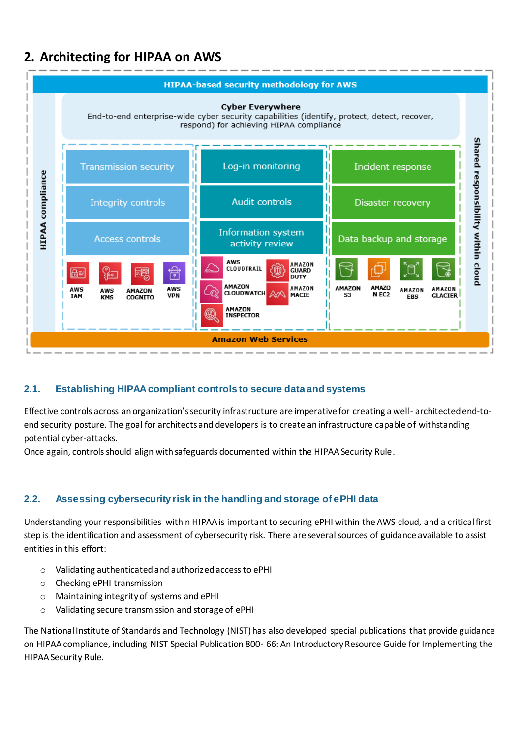## 2. Architecting for HIPAA on AWS

**HIPAA-based security methodology for AWS**

**Cyber Everywhere**
End-to-end enterprise-wide cyber security capabilities (identify, protect, detect, recover, respond) for achieving HIPAA compliance

| | | |
|---|---|---|
| Transmission security | Log-in monitoring | Incident response |
| Integrity controls | Audit controls | Disaster recovery |
| Access controls | Information system activity review | Data backup and storage |
| AWS IAM, AWS KMS, AMAZON COGNITO, AWS VPN | AWS CLOUDTRAIL, AMAZON GUARD DUTY, AMAZON CLOUDWATCH, AMAZON MACIE, AMAZON INSPECTOR | AMAZON S3, AMAZON EC2, AMAZON EBS, AMAZON GLACIER |

HIPAA compliance

Shared responsibility within cloud

Amazon Web Services

### 2.1. Establishing HIPAA compliant controls to secure data and systems

Effective controls across an organization's security infrastructure are imperative for creating a well-architected end-to-end security posture. The goal for architects and developers is to create an infrastructure capable of withstanding potential cyber-attacks.

Once again, controls should align with safeguards documented within the HIPAA Security Rule.

### 2.2. Assessing cybersecurity risk in the handling and storage of ePHI data

Understanding your responsibilities within HIPAA is important to securing ePHI within the AWS cloud, and a critical first step is the identification and assessment of cybersecurity risk. There are several sources of guidance available to assist entities in this effort:

- Validating authenticated and authorized access to ePHI
- Checking ePHI transmission
- Maintaining integrity of systems and ePHI
- Validating secure transmission and storage of ePHI

The National Institute of Standards and Technology (NIST) has also developed special publications that provide guidance on HIPAA compliance, including NIST Special Publication 800-66: An Introductory Resource Guide for Implementing the HIPAA Security Rule.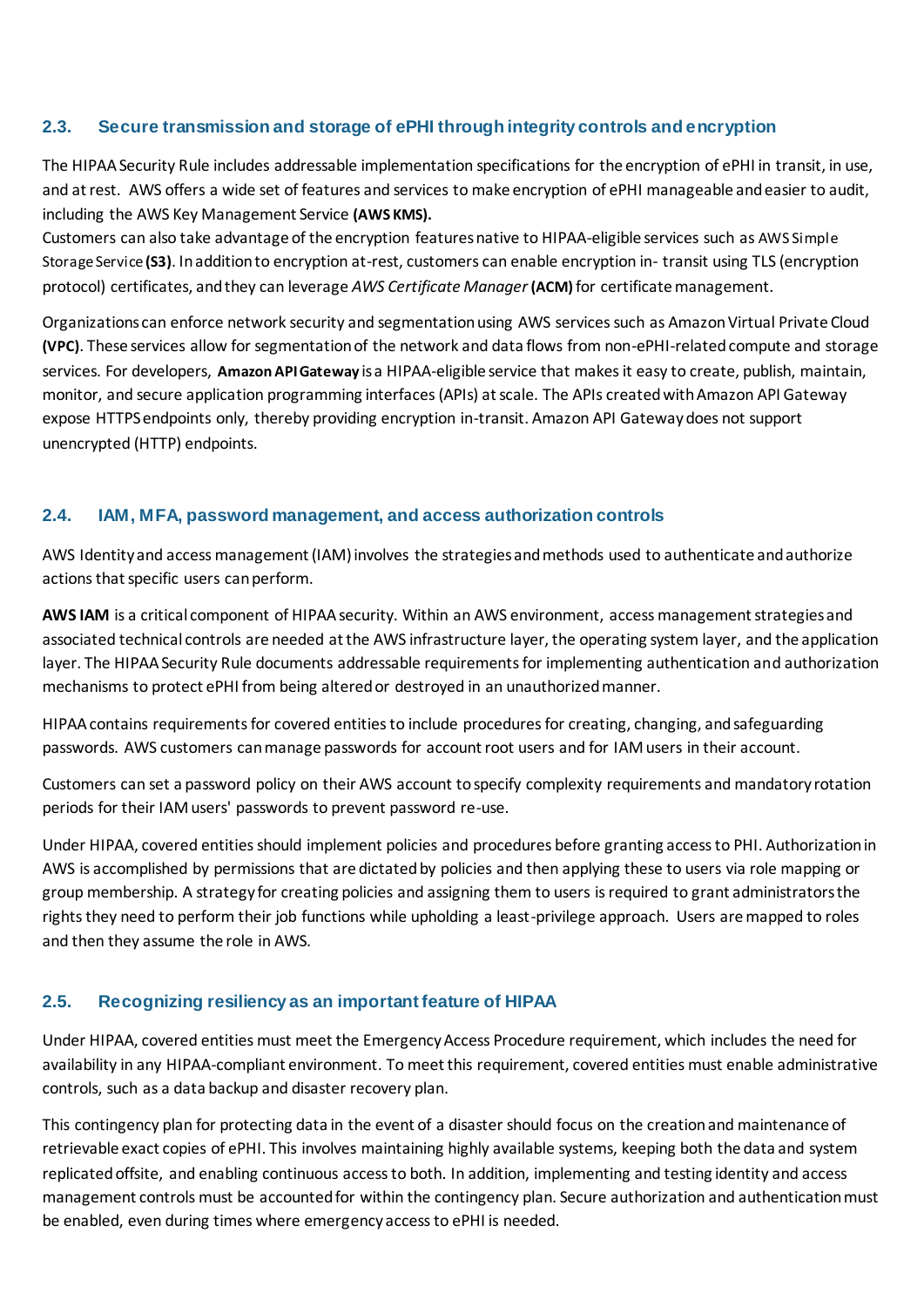## 2.3. Secure transmission and storage of ePHI through integrity controls and encryption

The HIPAA Security Rule includes addressable implementation specifications for the encryption of ePHI in transit, in use, and at rest. AWS offers a wide set of features and services to make encryption of ePHI manageable and easier to audit, including the AWS Key Management Service **(AWS KMS).**
Customers can also take advantage of the encryption features native to HIPAA-eligible services such as AWS Simple Storage Service **(S3)**. In addition to encryption at-rest, customers can enable encryption in- transit using TLS (encryption protocol) certificates, and they can leverage *AWS Certificate Manager* **(ACM)** for certificate management.

Organizations can enforce network security and segmentation using AWS services such as Amazon Virtual Private Cloud **(VPC)**. These services allow for segmentation of the network and data flows from non-ePHI-related compute and storage services. For developers, **Amazon API Gateway** is a HIPAA-eligible service that makes it easy to create, publish, maintain, monitor, and secure application programming interfaces (APIs) at scale. The APIs created with Amazon API Gateway expose HTTPS endpoints only, thereby providing encryption in-transit. Amazon API Gateway does not support unencrypted (HTTP) endpoints.

## 2.4. IAM, MFA, password management, and access authorization controls

AWS Identity and access management (IAM) involves the strategies and methods used to authenticate and authorize actions that specific users can perform.

**AWS IAM** is a critical component of HIPAA security. Within an AWS environment, access management strategies and associated technical controls are needed at the AWS infrastructure layer, the operating system layer, and the application layer. The HIPAA Security Rule documents addressable requirements for implementing authentication and authorization mechanisms to protect ePHI from being altered or destroyed in an unauthorized manner.

HIPAA contains requirements for covered entities to include procedures for creating, changing, and safeguarding passwords. AWS customers can manage passwords for account root users and for IAM users in their account.

Customers can set a password policy on their AWS account to specify complexity requirements and mandatory rotation periods for their IAM users' passwords to prevent password re-use.

Under HIPAA, covered entities should implement policies and procedures before granting access to PHI. Authorization in AWS is accomplished by permissions that are dictated by policies and then applying these to users via role mapping or group membership. A strategy for creating policies and assigning them to users is required to grant administrators the rights they need to perform their job functions while upholding a least-privilege approach. Users are mapped to roles and then they assume the role in AWS.

## 2.5. Recognizing resiliency as an important feature of HIPAA

Under HIPAA, covered entities must meet the Emergency Access Procedure requirement, which includes the need for availability in any HIPAA-compliant environment. To meet this requirement, covered entities must enable administrative controls, such as a data backup and disaster recovery plan.

This contingency plan for protecting data in the event of a disaster should focus on the creation and maintenance of retrievable exact copies of ePHI. This involves maintaining highly available systems, keeping both the data and system replicated offsite, and enabling continuous access to both. In addition, implementing and testing identity and access management controls must be accounted for within the contingency plan. Secure authorization and authentication must be enabled, even during times where emergency access to ePHI is needed.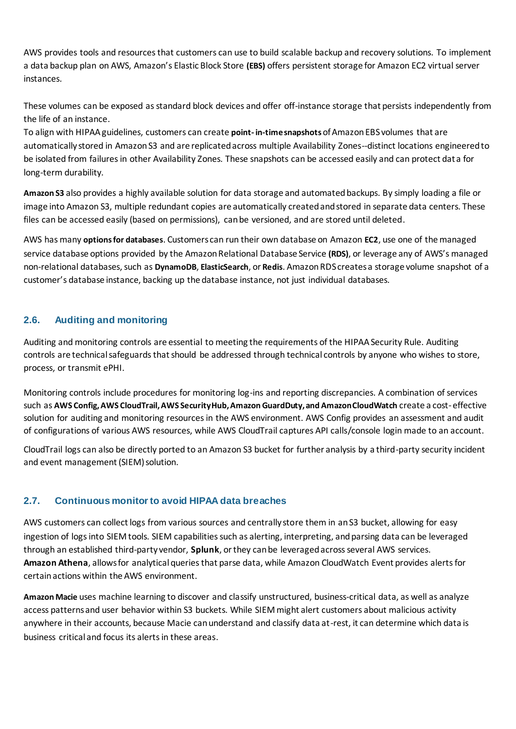AWS provides tools and resources that customers can use to build scalable backup and recovery solutions. To implement a data backup plan on AWS, Amazon's Elastic Block Store **(EBS)** offers persistent storage for Amazon EC2 virtual server instances.

These volumes can be exposed as standard block devices and offer off-instance storage that persists independently from the life of an instance.
To align with HIPAA guidelines, customers can create **point-in-time snapshots** of Amazon EBS volumes that are automatically stored in Amazon S3 and are replicated across multiple Availability Zones--distinct locations engineered to be isolated from failures in other Availability Zones. These snapshots can be accessed easily and can protect data for long-term durability.

**Amazon S3** also provides a highly available solution for data storage and automated backups. By simply loading a file or image into Amazon S3, multiple redundant copies are automatically created and stored in separate data centers. These files can be accessed easily (based on permissions), can be versioned, and are stored until deleted.

AWS has many **options for databases**. Customers can run their own database on Amazon **EC2**, use one of the managed service database options provided by the Amazon Relational Database Service **(RDS)**, or leverage any of AWS's managed non-relational databases, such as **DynamoDB**, **ElasticSearch**, or **Redis**. Amazon RDS creates a storage volume snapshot of a customer's database instance, backing up the database instance, not just individual databases.

## 2.6. Auditing and monitoring

Auditing and monitoring controls are essential to meeting the requirements of the HIPAA Security Rule. Auditing controls are technical safeguards that should be addressed through technical controls by anyone who wishes to store, process, or transmit ePHI.

Monitoring controls include procedures for monitoring log-ins and reporting discrepancies. A combination of services such as **AWS Config, AWS CloudTrail, AWS Security Hub, Amazon GuardDuty, and Amazon CloudWatch** create a cost-effective solution for auditing and monitoring resources in the AWS environment. AWS Config provides an assessment and audit of configurations of various AWS resources, while AWS CloudTrail captures API calls/console login made to an account.

CloudTrail logs can also be directly ported to an Amazon S3 bucket for further analysis by a third-party security incident and event management (SIEM) solution.

## 2.7. Continuous monitor to avoid HIPAA data breaches

AWS customers can collect logs from various sources and centrally store them in an S3 bucket, allowing for easy ingestion of logs into SIEM tools. SIEM capabilities such as alerting, interpreting, and parsing data can be leveraged through an established third-party vendor, **Splunk**, or they can be leveraged across several AWS services. **Amazon Athena**, allows for analytical queries that parse data, while Amazon CloudWatch Event provides alerts for certain actions within the AWS environment.

**Amazon Macie** uses machine learning to discover and classify unstructured, business-critical data, as well as analyze access patterns and user behavior within S3 buckets. While SIEM might alert customers about malicious activity anywhere in their accounts, because Macie can understand and classify data at-rest, it can determine which data is business critical and focus its alerts in these areas.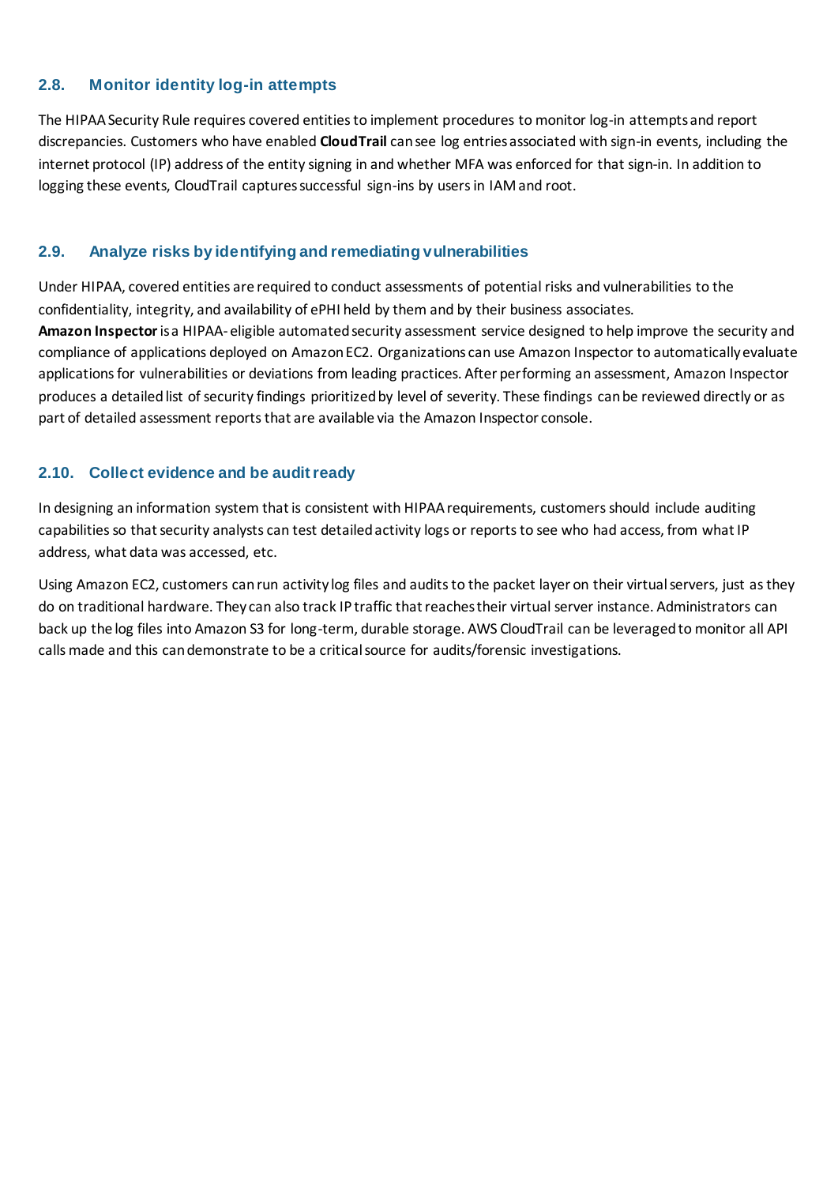## 2.8. Monitor identity log-in attempts

The HIPAA Security Rule requires covered entities to implement procedures to monitor log-in attempts and report discrepancies. Customers who have enabled **CloudTrail** can see log entries associated with sign-in events, including the internet protocol (IP) address of the entity signing in and whether MFA was enforced for that sign-in. In addition to logging these events, CloudTrail captures successful sign-ins by users in IAM and root.

## 2.9. Analyze risks by identifying and remediating vulnerabilities

Under HIPAA, covered entities are required to conduct assessments of potential risks and vulnerabilities to the confidentiality, integrity, and availability of ePHI held by them and by their business associates.
**Amazon Inspector** is a HIPAA-eligible automated security assessment service designed to help improve the security and compliance of applications deployed on Amazon EC2. Organizations can use Amazon Inspector to automatically evaluate applications for vulnerabilities or deviations from leading practices. After performing an assessment, Amazon Inspector produces a detailed list of security findings prioritized by level of severity. These findings can be reviewed directly or as part of detailed assessment reports that are available via the Amazon Inspector console.

## 2.10. Collect evidence and be audit ready

In designing an information system that is consistent with HIPAA requirements, customers should include auditing capabilities so that security analysts can test detailed activity logs or reports to see who had access, from what IP address, what data was accessed, etc.

Using Amazon EC2, customers can run activity log files and audits to the packet layer on their virtual servers, just as they do on traditional hardware. They can also track IP traffic that reaches their virtual server instance. Administrators can back up the log files into Amazon S3 for long-term, durable storage. AWS CloudTrail can be leveraged to monitor all API calls made and this can demonstrate to be a critical source for audits/forensic investigations.